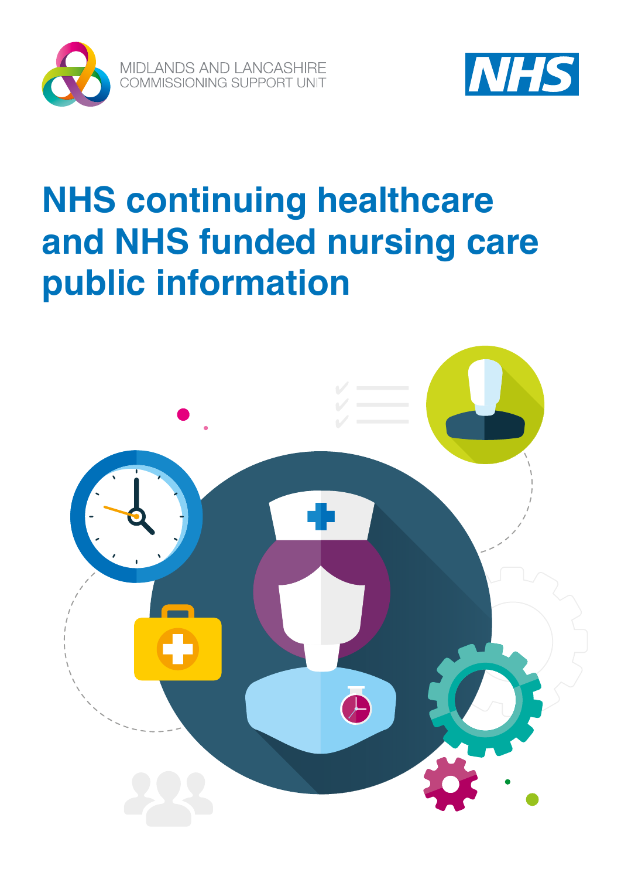MIDLANDS AND LANCASHIRE
COMMISSIONING SUPPORT UNIT

NHS

# NHS continuing healthcare and NHS funded nursing care public information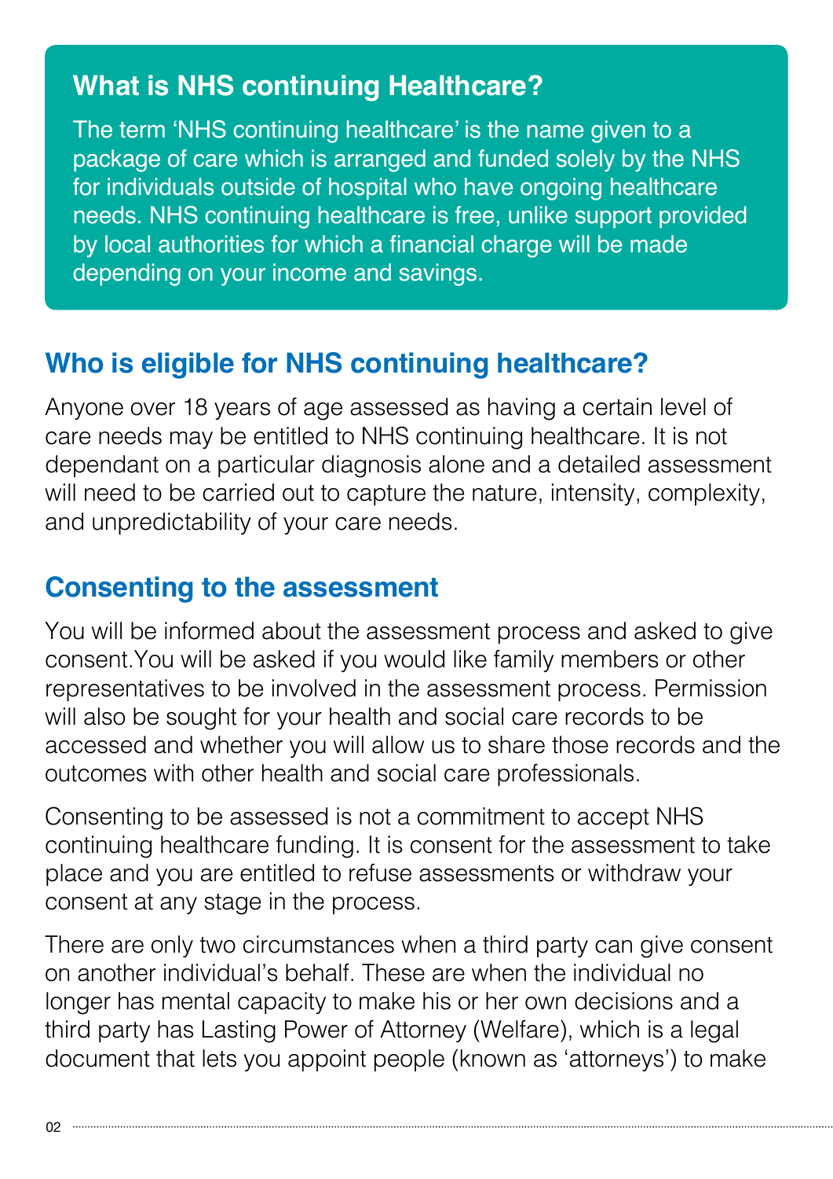## What is NHS continuing Healthcare?

The term 'NHS continuing healthcare' is the name given to a package of care which is arranged and funded solely by the NHS for individuals outside of hospital who have ongoing healthcare needs. NHS continuing healthcare is free, unlike support provided by local authorities for which a financial charge will be made depending on your income and savings.

## Who is eligible for NHS continuing healthcare?

Anyone over 18 years of age assessed as having a certain level of care needs may be entitled to NHS continuing healthcare. It is not dependant on a particular diagnosis alone and a detailed assessment will need to be carried out to capture the nature, intensity, complexity, and unpredictability of your care needs.

## Consenting to the assessment

You will be informed about the assessment process and asked to give consent.You will be asked if you would like family members or other representatives to be involved in the assessment process. Permission will also be sought for your health and social care records to be accessed and whether you will allow us to share those records and the outcomes with other health and social care professionals.

Consenting to be assessed is not a commitment to accept NHS continuing healthcare funding. It is consent for the assessment to take place and you are entitled to refuse assessments or withdraw your consent at any stage in the process.

There are only two circumstances when a third party can give consent on another individual's behalf. These are when the individual no longer has mental capacity to make his or her own decisions and a third party has Lasting Power of Attorney (Welfare), which is a legal document that lets you appoint people (known as 'attorneys') to make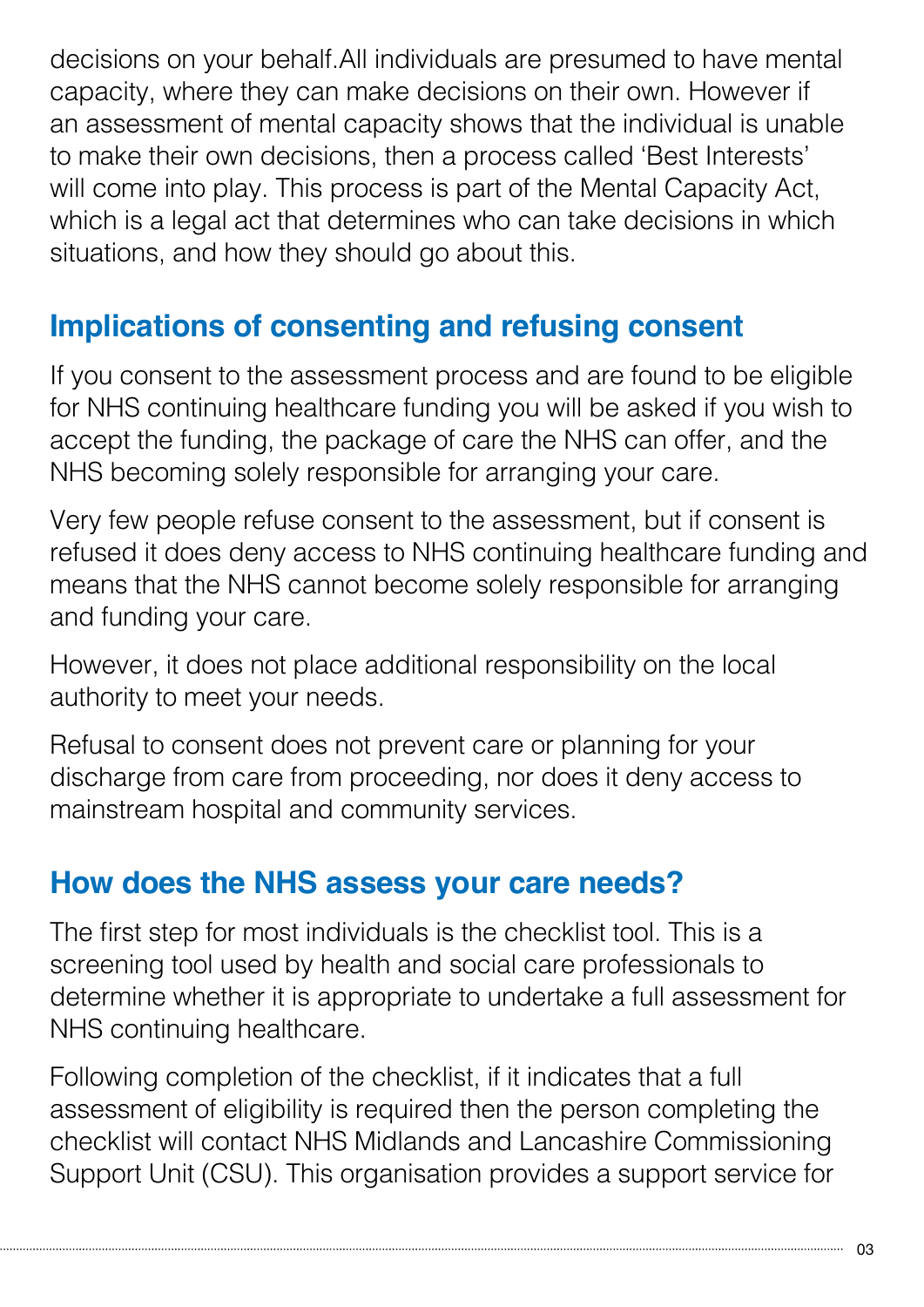decisions on your behalf.All individuals are presumed to have mental capacity, where they can make decisions on their own. However if an assessment of mental capacity shows that the individual is unable to make their own decisions, then a process called 'Best Interests' will come into play. This process is part of the Mental Capacity Act, which is a legal act that determines who can take decisions in which situations, and how they should go about this.

## Implications of consenting and refusing consent

If you consent to the assessment process and are found to be eligible for NHS continuing healthcare funding you will be asked if you wish to accept the funding, the package of care the NHS can offer, and the NHS becoming solely responsible for arranging your care.

Very few people refuse consent to the assessment, but if consent is refused it does deny access to NHS continuing healthcare funding and means that the NHS cannot become solely responsible for arranging and funding your care.

However, it does not place additional responsibility on the local authority to meet your needs.

Refusal to consent does not prevent care or planning for your discharge from care from proceeding, nor does it deny access to mainstream hospital and community services.

## How does the NHS assess your care needs?

The first step for most individuals is the checklist tool. This is a screening tool used by health and social care professionals to determine whether it is appropriate to undertake a full assessment for NHS continuing healthcare.

Following completion of the checklist, if it indicates that a full assessment of eligibility is required then the person completing the checklist will contact NHS Midlands and Lancashire Commissioning Support Unit (CSU). This organisation provides a support service for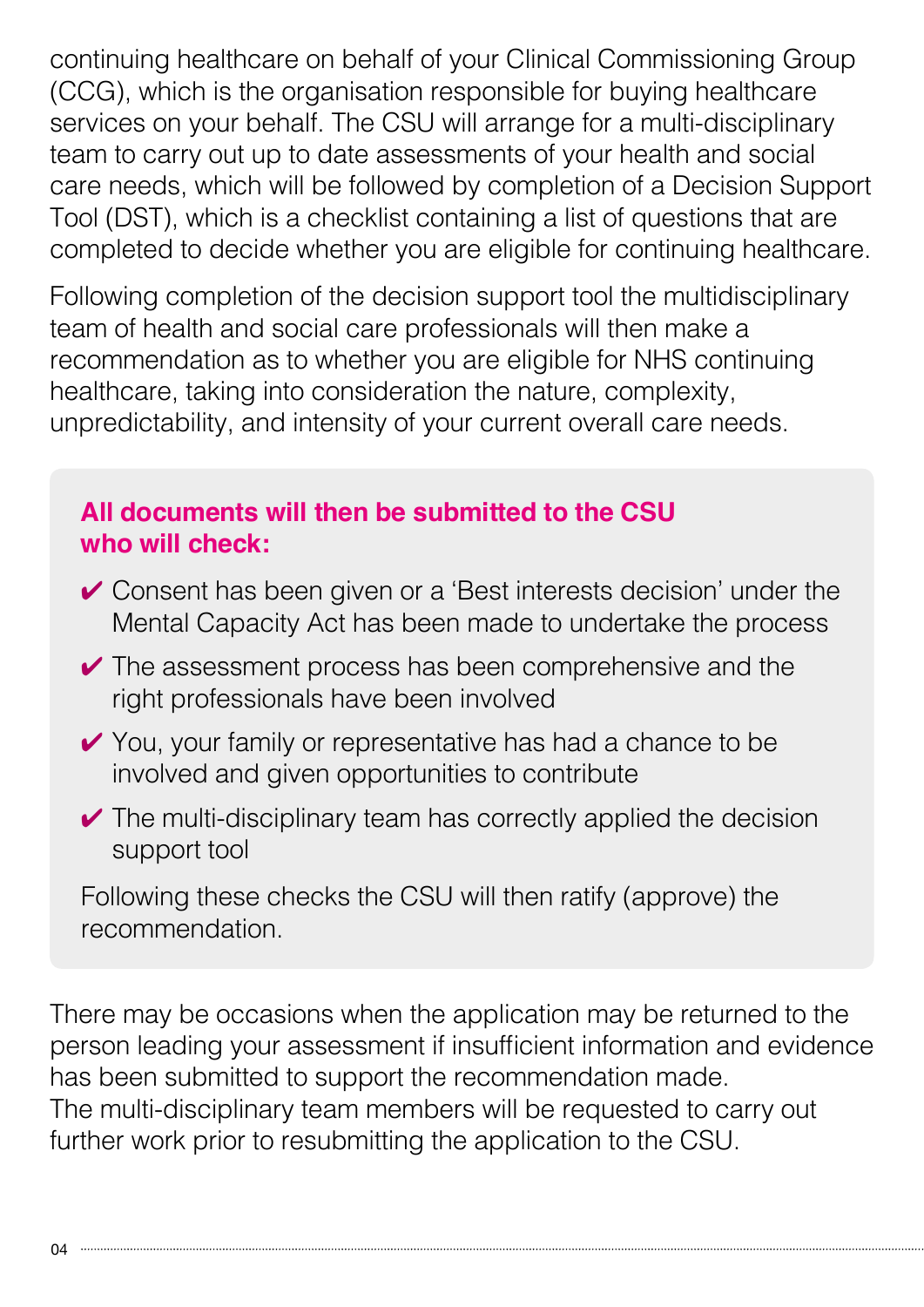continuing healthcare on behalf of your Clinical Commissioning Group (CCG), which is the organisation responsible for buying healthcare services on your behalf. The CSU will arrange for a multi-disciplinary team to carry out up to date assessments of your health and social care needs, which will be followed by completion of a Decision Support Tool (DST), which is a checklist containing a list of questions that are completed to decide whether you are eligible for continuing healthcare.

Following completion of the decision support tool the multidisciplinary team of health and social care professionals will then make a recommendation as to whether you are eligible for NHS continuing healthcare, taking into consideration the nature, complexity, unpredictability, and intensity of your current overall care needs.

**All documents will then be submitted to the CSU who will check:**

- ✔ Consent has been given or a 'Best interests decision' under the Mental Capacity Act has been made to undertake the process
- ✔ The assessment process has been comprehensive and the right professionals have been involved
- ✔ You, your family or representative has had a chance to be involved and given opportunities to contribute
- ✔ The multi-disciplinary team has correctly applied the decision support tool

Following these checks the CSU will then ratify (approve) the recommendation.

There may be occasions when the application may be returned to the person leading your assessment if insufficient information and evidence has been submitted to support the recommendation made.
The multi-disciplinary team members will be requested to carry out further work prior to resubmitting the application to the CSU.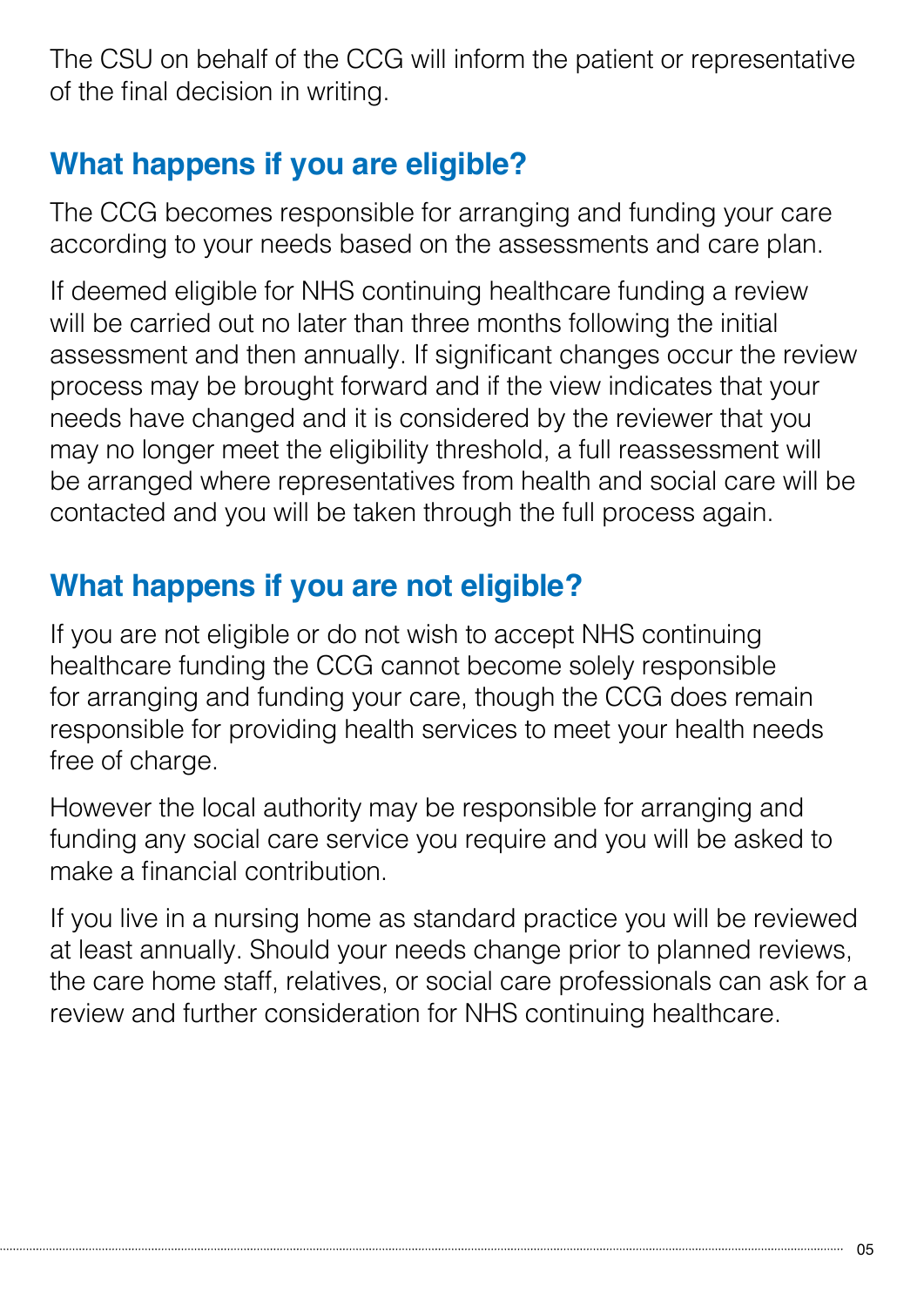The CSU on behalf of the CCG will inform the patient or representative of the final decision in writing.

## What happens if you are eligible?

The CCG becomes responsible for arranging and funding your care according to your needs based on the assessments and care plan.

If deemed eligible for NHS continuing healthcare funding a review will be carried out no later than three months following the initial assessment and then annually. If significant changes occur the review process may be brought forward and if the view indicates that your needs have changed and it is considered by the reviewer that you may no longer meet the eligibility threshold, a full reassessment will be arranged where representatives from health and social care will be contacted and you will be taken through the full process again.

## What happens if you are not eligible?

If you are not eligible or do not wish to accept NHS continuing healthcare funding the CCG cannot become solely responsible for arranging and funding your care, though the CCG does remain responsible for providing health services to meet your health needs free of charge.

However the local authority may be responsible for arranging and funding any social care service you require and you will be asked to make a financial contribution.

If you live in a nursing home as standard practice you will be reviewed at least annually. Should your needs change prior to planned reviews, the care home staff, relatives, or social care professionals can ask for a review and further consideration for NHS continuing healthcare.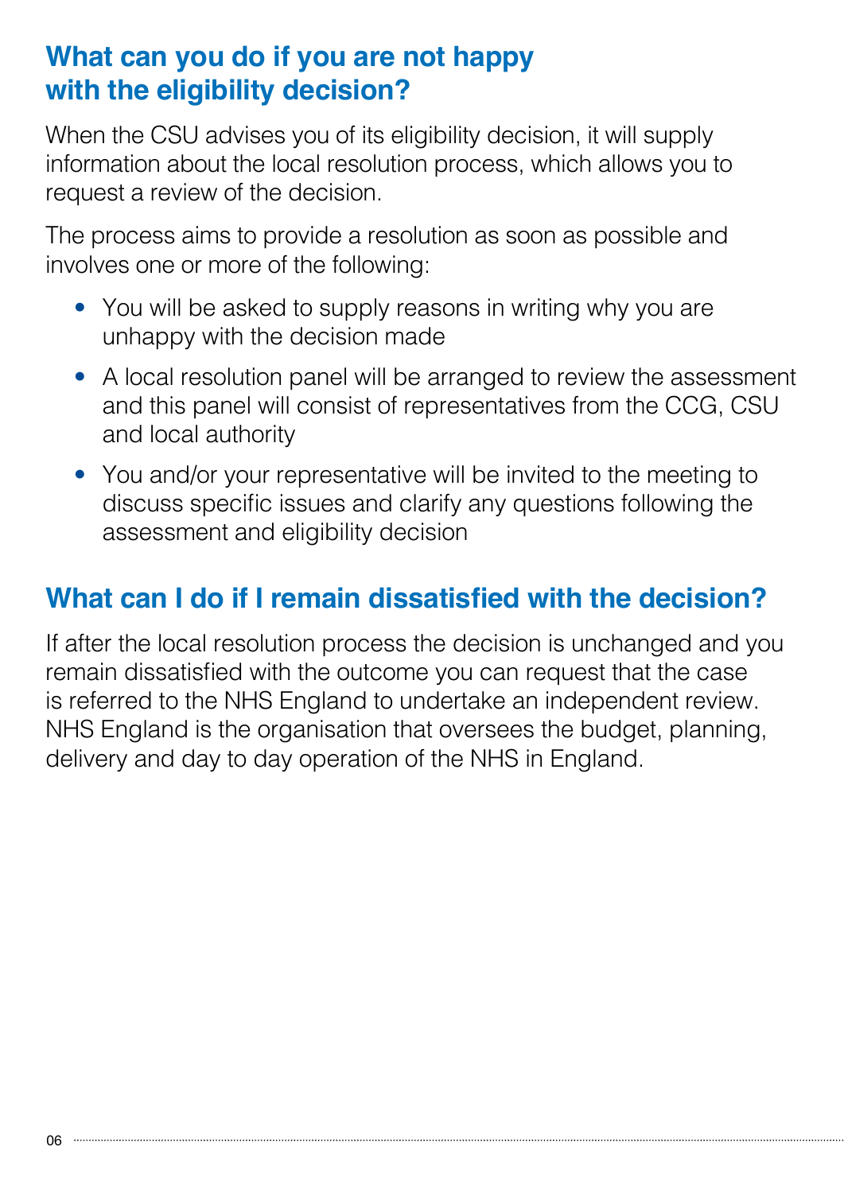## What can you do if you are not happy with the eligibility decision?

When the CSU advises you of its eligibility decision, it will supply information about the local resolution process, which allows you to request a review of the decision.

The process aims to provide a resolution as soon as possible and involves one or more of the following:

- You will be asked to supply reasons in writing why you are unhappy with the decision made
- A local resolution panel will be arranged to review the assessment and this panel will consist of representatives from the CCG, CSU and local authority
- You and/or your representative will be invited to the meeting to discuss specific issues and clarify any questions following the assessment and eligibility decision

## What can I do if I remain dissatisfied with the decision?

If after the local resolution process the decision is unchanged and you remain dissatisfied with the outcome you can request that the case is referred to the NHS England to undertake an independent review. NHS England is the organisation that oversees the budget, planning, delivery and day to day operation of the NHS in England.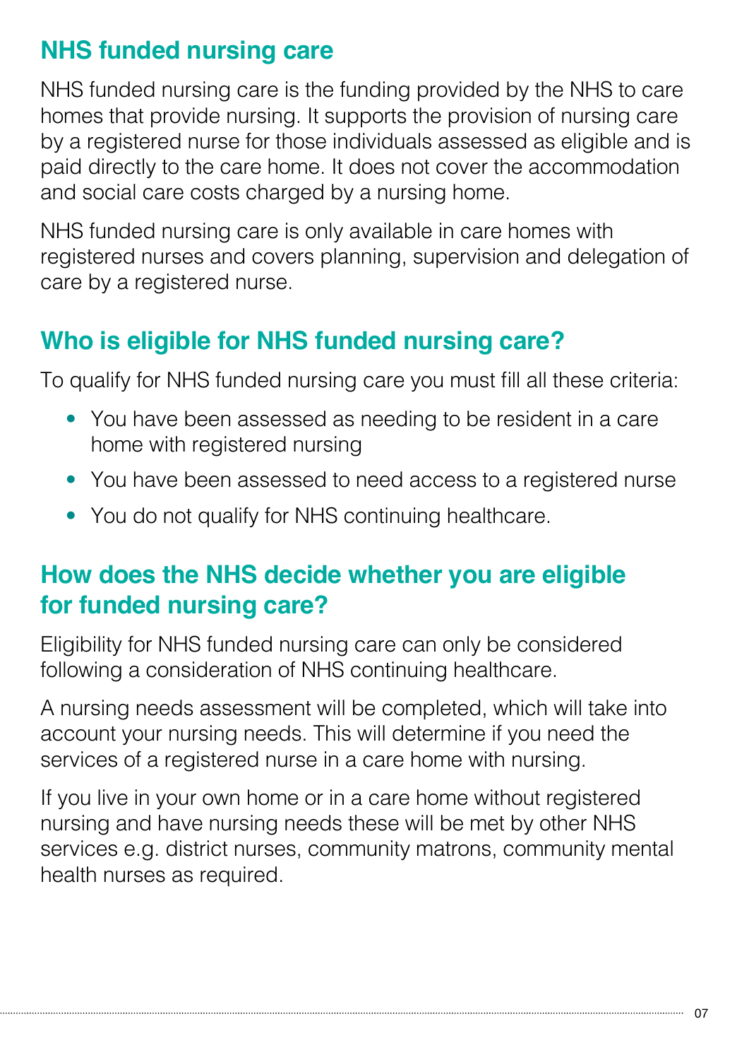## NHS funded nursing care

NHS funded nursing care is the funding provided by the NHS to care homes that provide nursing. It supports the provision of nursing care by a registered nurse for those individuals assessed as eligible and is paid directly to the care home. It does not cover the accommodation and social care costs charged by a nursing home.

NHS funded nursing care is only available in care homes with registered nurses and covers planning, supervision and delegation of care by a registered nurse.

## Who is eligible for NHS funded nursing care?

To qualify for NHS funded nursing care you must fill all these criteria:

- You have been assessed as needing to be resident in a care home with registered nursing
- You have been assessed to need access to a registered nurse
- You do not qualify for NHS continuing healthcare.

## How does the NHS decide whether you are eligible for funded nursing care?

Eligibility for NHS funded nursing care can only be considered following a consideration of NHS continuing healthcare.

A nursing needs assessment will be completed, which will take into account your nursing needs. This will determine if you need the services of a registered nurse in a care home with nursing.

If you live in your own home or in a care home without registered nursing and have nursing needs these will be met by other NHS services e.g. district nurses, community matrons, community mental health nurses as required.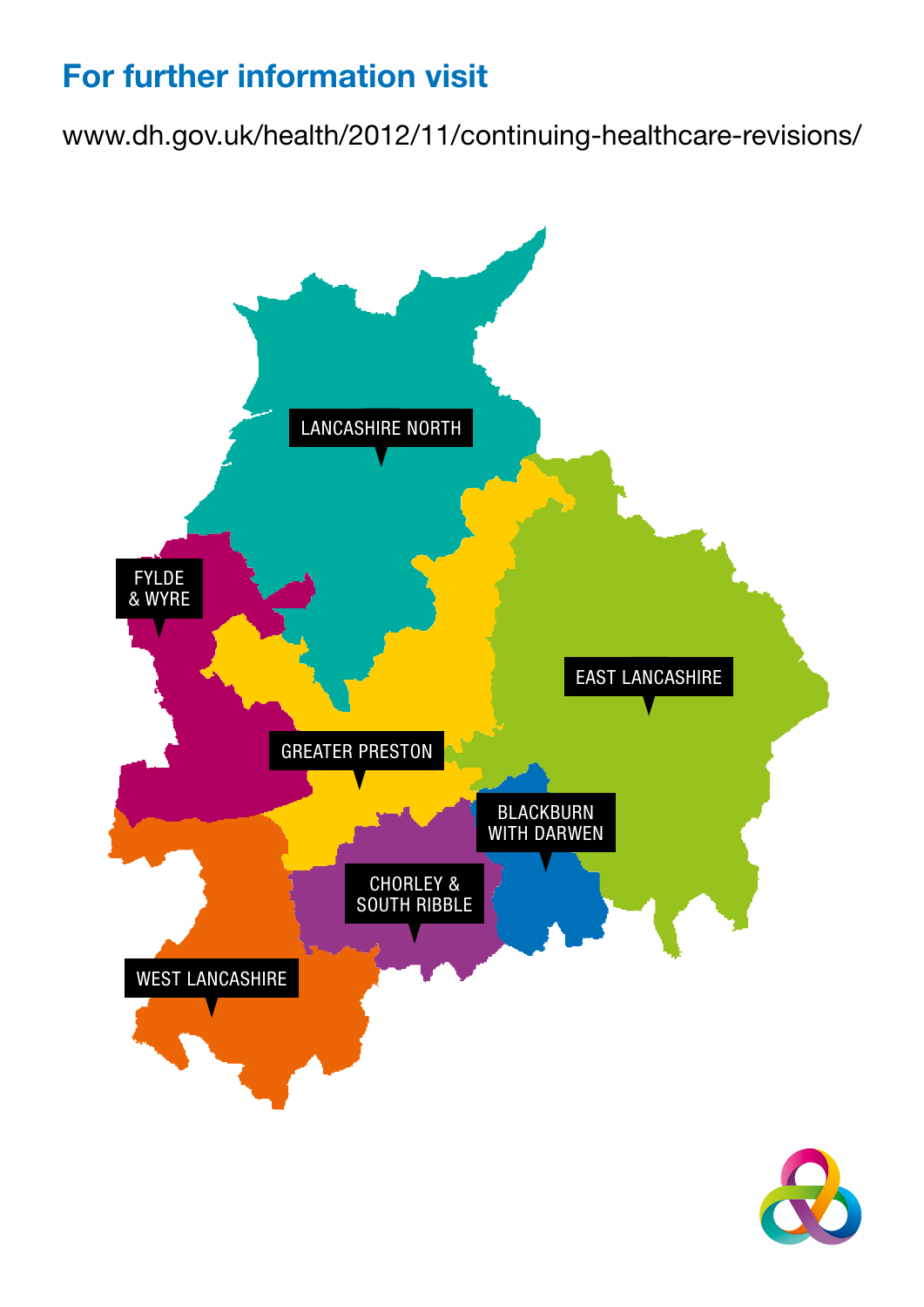## For further information visit

www.dh.gov.uk/health/2012/11/continuing-healthcare-revisions/

LANCASHIRE NORTH

FYLDE & WYRE

EAST LANCASHIRE

GREATER PRESTON

BLACKBURN WITH DARWEN

CHORLEY & SOUTH RIBBLE

WEST LANCASHIRE